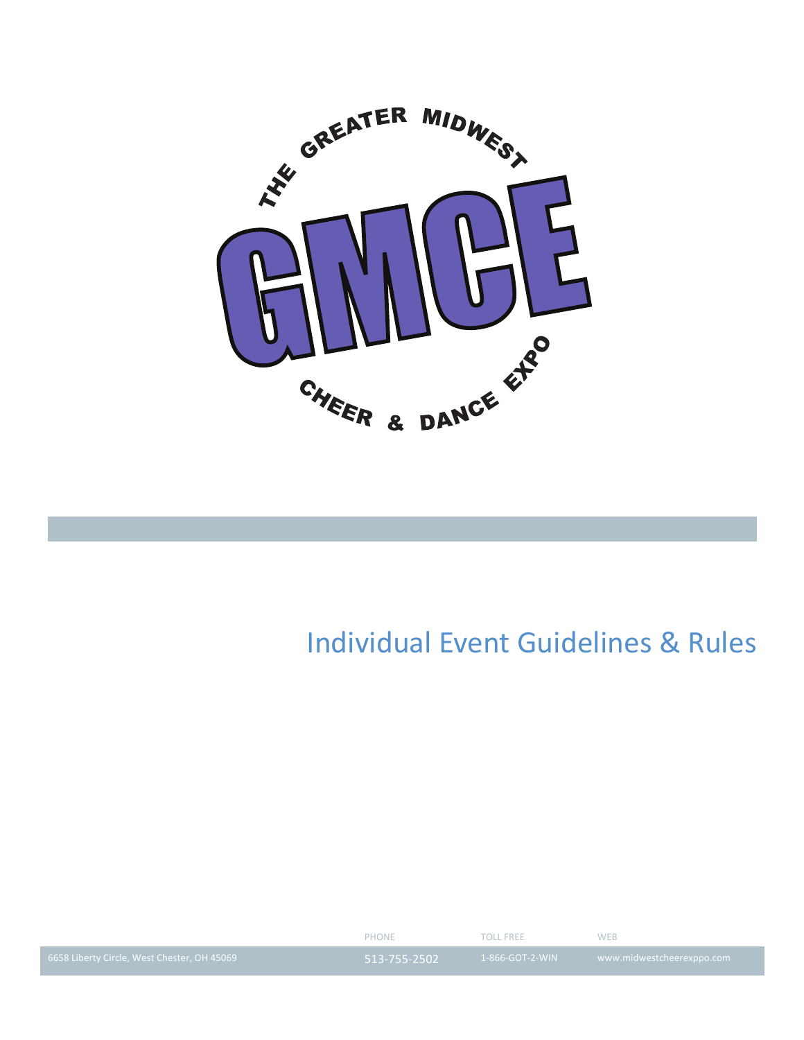THE GREATER MIDWEST

# GMCE

CHEER & DANCE EXPO

# Individual Event Guidelines & Rules

| | PHONE | TOLL FREE | WEB |
|---|---|---|---|
| 6658 Liberty Circle, West Chester, OH 45069 | 513-755-2502 | 1-866-GOT-2-WIN | www.midwestcheerexppo.com |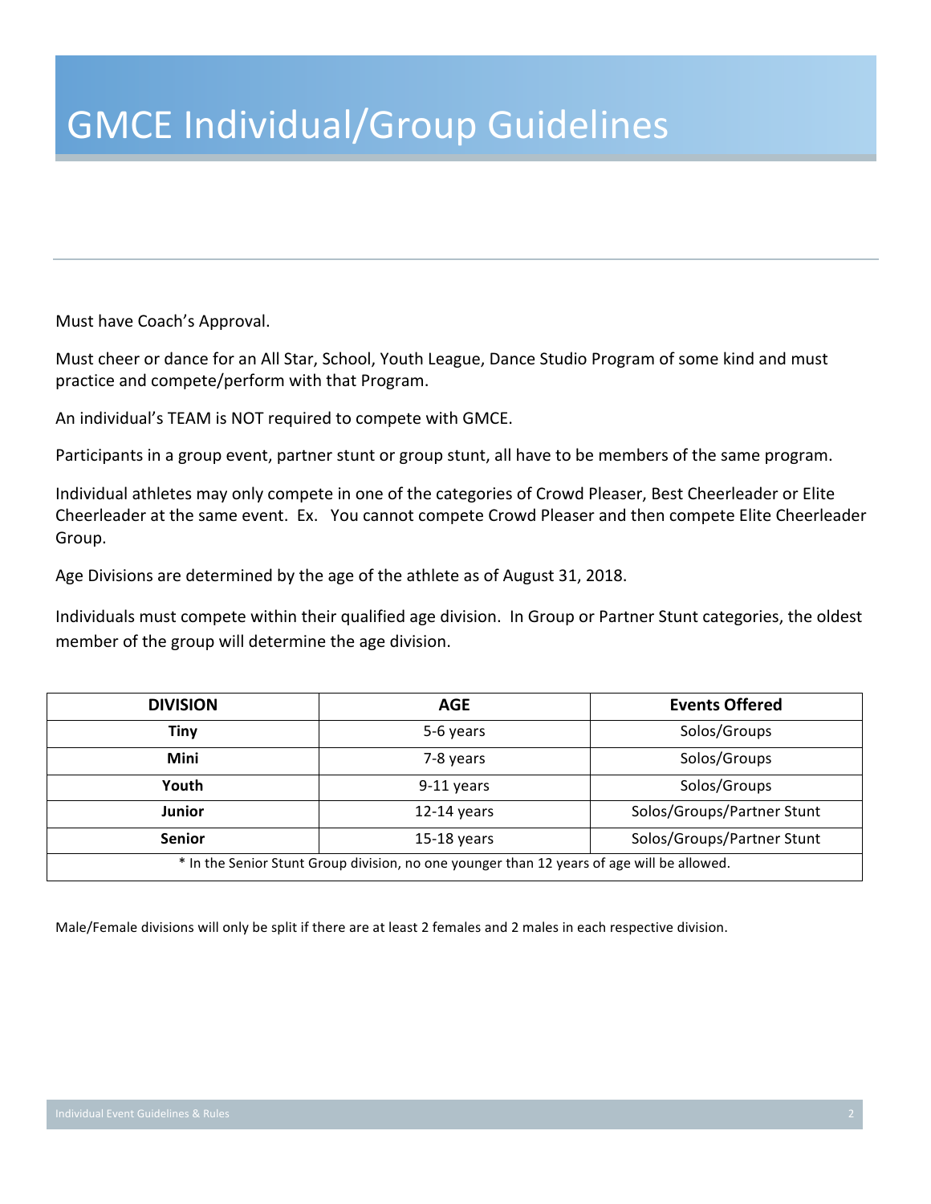# GMCE Individual/Group Guidelines

Must have Coach's Approval.

Must cheer or dance for an All Star, School, Youth League, Dance Studio Program of some kind and must practice and compete/perform with that Program.

An individual's TEAM is NOT required to compete with GMCE.

Participants in a group event, partner stunt or group stunt, all have to be members of the same program.

Individual athletes may only compete in one of the categories of Crowd Pleaser, Best Cheerleader or Elite Cheerleader at the same event. Ex. You cannot compete Crowd Pleaser and then compete Elite Cheerleader Group.

Age Divisions are determined by the age of the athlete as of August 31, 2018.

Individuals must compete within their qualified age division. In Group or Partner Stunt categories, the oldest member of the group will determine the age division.

| DIVISION | AGE | Events Offered |
|---|---|---|
| **Tiny** | 5-6 years | Solos/Groups |
| **Mini** | 7-8 years | Solos/Groups |
| **Youth** | 9-11 years | Solos/Groups |
| **Junior** | 12-14 years | Solos/Groups/Partner Stunt |
| **Senior** | 15-18 years | Solos/Groups/Partner Stunt |
| * In the Senior Stunt Group division, no one younger than 12 years of age will be allowed. | | |

Male/Female divisions will only be split if there are at least 2 females and 2 males in each respective division.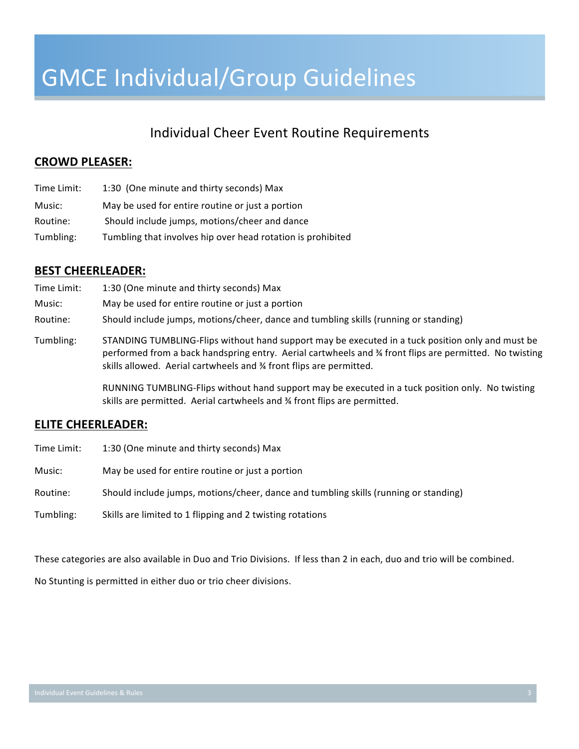# GMCE Individual/Group Guidelines

## Individual Cheer Event Routine Requirements

### **CROWD PLEASER:**

| | |
|---|---|
| Time Limit: | 1:30 (One minute and thirty seconds) Max |
| Music: | May be used for entire routine or just a portion |
| Routine: | Should include jumps, motions/cheer and dance |
| Tumbling: | Tumbling that involves hip over head rotation is prohibited |

### **BEST CHEERLEADER:**

| | |
|---|---|
| Time Limit: | 1:30 (One minute and thirty seconds) Max |
| Music: | May be used for entire routine or just a portion |
| Routine: | Should include jumps, motions/cheer, dance and tumbling skills (running or standing) |
| Tumbling: | STANDING TUMBLING-Flips without hand support may be executed in a tuck position only and must be performed from a back handspring entry. Aerial cartwheels and ¾ front flips are permitted. No twisting skills allowed. Aerial cartwheels and ¾ front flips are permitted. |
| | RUNNING TUMBLING-Flips without hand support may be executed in a tuck position only. No twisting skills are permitted. Aerial cartwheels and ¾ front flips are permitted. |

### **ELITE CHEERLEADER:**

| | |
|---|---|
| Time Limit: | 1:30 (One minute and thirty seconds) Max |
| Music: | May be used for entire routine or just a portion |
| Routine: | Should include jumps, motions/cheer, dance and tumbling skills (running or standing) |
| Tumbling: | Skills are limited to 1 flipping and 2 twisting rotations |

These categories are also available in Duo and Trio Divisions. If less than 2 in each, duo and trio will be combined.

No Stunting is permitted in either duo or trio cheer divisions.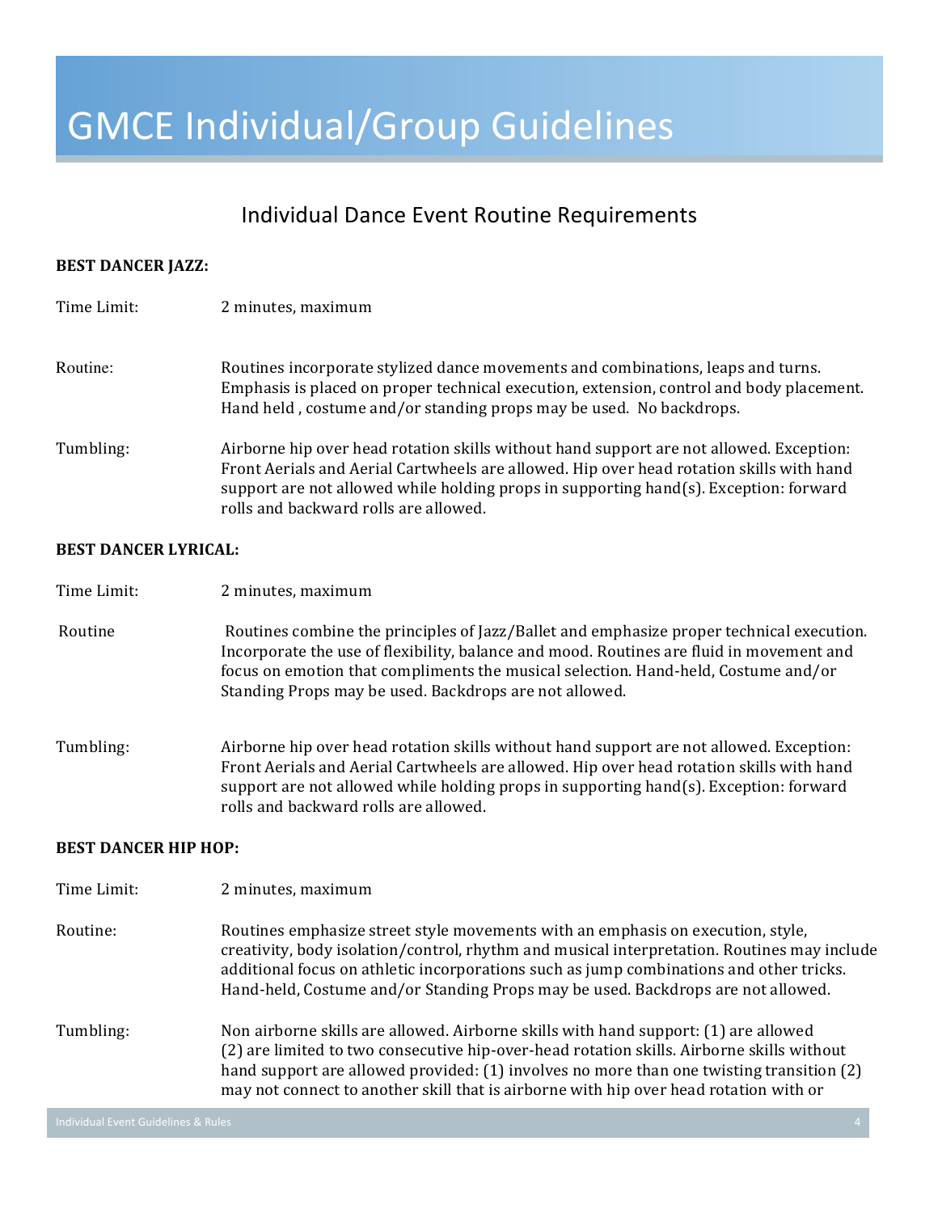# GMCE Individual/Group Guidelines

## Individual Dance Event Routine Requirements

**BEST DANCER JAZZ:**

Time Limit: 2 minutes, maximum

Routine: Routines incorporate stylized dance movements and combinations, leaps and turns. Emphasis is placed on proper technical execution, extension, control and body placement. Hand held , costume and/or standing props may be used. No backdrops.

Tumbling: Airborne hip over head rotation skills without hand support are not allowed. Exception: Front Aerials and Aerial Cartwheels are allowed. Hip over head rotation skills with hand support are not allowed while holding props in supporting hand(s). Exception: forward rolls and backward rolls are allowed.

**BEST DANCER LYRICAL:**

Time Limit: 2 minutes, maximum

Routine Routines combine the principles of Jazz/Ballet and emphasize proper technical execution. Incorporate the use of flexibility, balance and mood. Routines are fluid in movement and focus on emotion that compliments the musical selection. Hand-held, Costume and/or Standing Props may be used. Backdrops are not allowed.

Tumbling: Airborne hip over head rotation skills without hand support are not allowed. Exception: Front Aerials and Aerial Cartwheels are allowed. Hip over head rotation skills with hand support are not allowed while holding props in supporting hand(s). Exception: forward rolls and backward rolls are allowed.

**BEST DANCER HIP HOP:**

Time Limit: 2 minutes, maximum

Routine: Routines emphasize street style movements with an emphasis on execution, style, creativity, body isolation/control, rhythm and musical interpretation. Routines may include additional focus on athletic incorporations such as jump combinations and other tricks. Hand-held, Costume and/or Standing Props may be used. Backdrops are not allowed.

Tumbling: Non airborne skills are allowed. Airborne skills with hand support: (1) are allowed (2) are limited to two consecutive hip-over-head rotation skills. Airborne skills without hand support are allowed provided: (1) involves no more than one twisting transition (2) may not connect to another skill that is airborne with hip over head rotation with or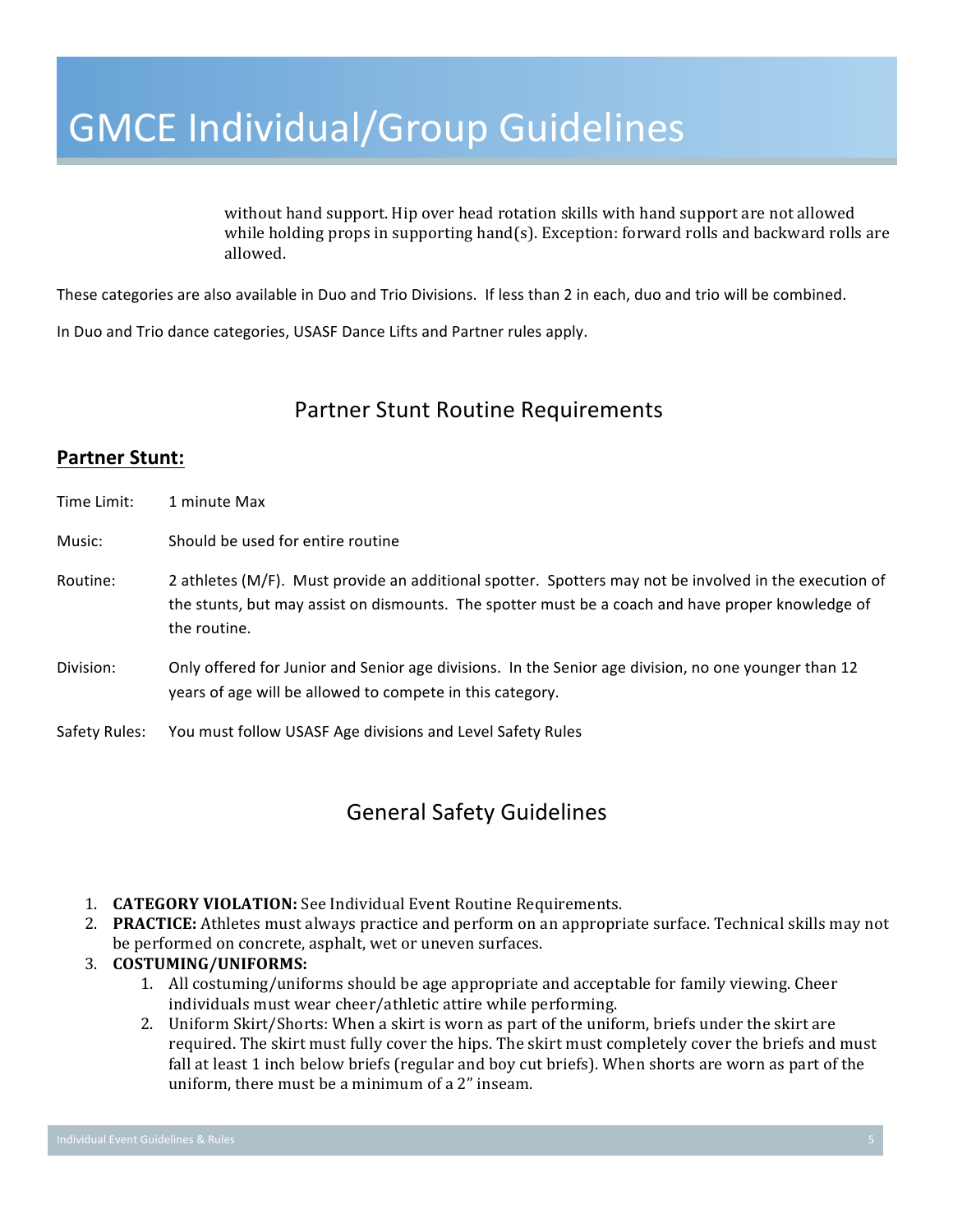# GMCE Individual/Group Guidelines

without hand support. Hip over head rotation skills with hand support are not allowed while holding props in supporting hand(s). Exception: forward rolls and backward rolls are allowed.

These categories are also available in Duo and Trio Divisions. If less than 2 in each, duo and trio will be combined.

In Duo and Trio dance categories, USASF Dance Lifts and Partner rules apply.

## Partner Stunt Routine Requirements

### Partner Stunt:

Time Limit: 1 minute Max

Music: Should be used for entire routine

Routine: 2 athletes (M/F). Must provide an additional spotter. Spotters may not be involved in the execution of the stunts, but may assist on dismounts. The spotter must be a coach and have proper knowledge of the routine.

Division: Only offered for Junior and Senior age divisions. In the Senior age division, no one younger than 12 years of age will be allowed to compete in this category.

Safety Rules: You must follow USASF Age divisions and Level Safety Rules

## General Safety Guidelines

1. **CATEGORY VIOLATION:** See Individual Event Routine Requirements.
2. **PRACTICE:** Athletes must always practice and perform on an appropriate surface. Technical skills may not be performed on concrete, asphalt, wet or uneven surfaces.
3. **COSTUMING/UNIFORMS:**
    1. All costuming/uniforms should be age appropriate and acceptable for family viewing. Cheer individuals must wear cheer/athletic attire while performing.
    2. Uniform Skirt/Shorts: When a skirt is worn as part of the uniform, briefs under the skirt are required. The skirt must fully cover the hips. The skirt must completely cover the briefs and must fall at least 1 inch below briefs (regular and boy cut briefs). When shorts are worn as part of the uniform, there must be a minimum of a 2" inseam.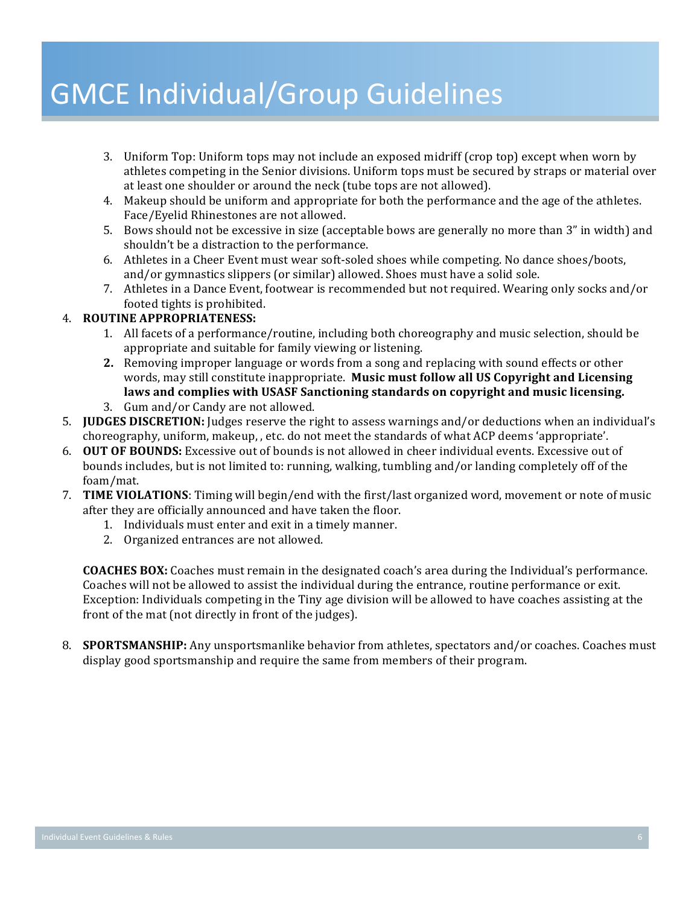# GMCE Individual/Group Guidelines

3. Uniform Top: Uniform tops may not include an exposed midriff (crop top) except when worn by athletes competing in the Senior divisions. Uniform tops must be secured by straps or material over at least one shoulder or around the neck (tube tops are not allowed).
4. Makeup should be uniform and appropriate for both the performance and the age of the athletes. Face/Eyelid Rhinestones are not allowed.
5. Bows should not be excessive in size (acceptable bows are generally no more than 3" in width) and shouldn't be a distraction to the performance.
6. Athletes in a Cheer Event must wear soft-soled shoes while competing. No dance shoes/boots, and/or gymnastics slippers (or similar) allowed. Shoes must have a solid sole.
7. Athletes in a Dance Event, footwear is recommended but not required. Wearing only socks and/or footed tights is prohibited.

4. **ROUTINE APPROPRIATENESS:**
   1. All facets of a performance/routine, including both choreography and music selection, should be appropriate and suitable for family viewing or listening.
   2. Removing improper language or words from a song and replacing with sound effects or other words, may still constitute inappropriate. **Music must follow all US Copyright and Licensing laws and complies with USASF Sanctioning standards on copyright and music licensing.**
   3. Gum and/or Candy are not allowed.
5. **JUDGES DISCRETION:** Judges reserve the right to assess warnings and/or deductions when an individual's choreography, uniform, makeup, , etc. do not meet the standards of what ACP deems 'appropriate'.
6. **OUT OF BOUNDS:** Excessive out of bounds is not allowed in cheer individual events. Excessive out of bounds includes, but is not limited to: running, walking, tumbling and/or landing completely off of the foam/mat.
7. **TIME VIOLATIONS**: Timing will begin/end with the first/last organized word, movement or note of music after they are officially announced and have taken the floor.
   1. Individuals must enter and exit in a timely manner.
   2. Organized entrances are not allowed.

   **COACHES BOX:** Coaches must remain in the designated coach's area during the Individual's performance. Coaches will not be allowed to assist the individual during the entrance, routine performance or exit. Exception: Individuals competing in the Tiny age division will be allowed to have coaches assisting at the front of the mat (not directly in front of the judges).

8. **SPORTSMANSHIP:** Any unsportsmanlike behavior from athletes, spectators and/or coaches. Coaches must display good sportsmanship and require the same from members of their program.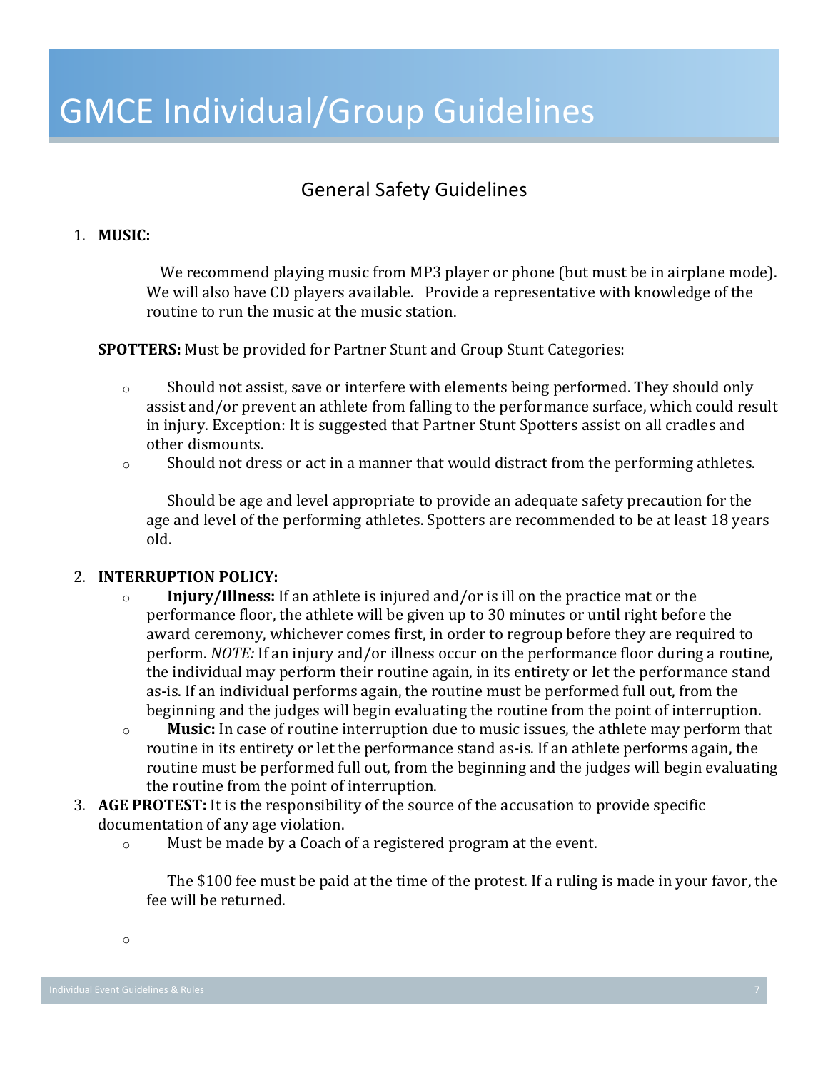# GMCE Individual/Group Guidelines

## General Safety Guidelines

1. **MUSIC:**

   We recommend playing music from MP3 player or phone (but must be in airplane mode). We will also have CD players available. Provide a representative with knowledge of the routine to run the music at the music station.

   **SPOTTERS:** Must be provided for Partner Stunt and Group Stunt Categories:

   - Should not assist, save or interfere with elements being performed. They should only assist and/or prevent an athlete from falling to the performance surface, which could result in injury. Exception: It is suggested that Partner Stunt Spotters assist on all cradles and other dismounts.
   - Should not dress or act in a manner that would distract from the performing athletes.

     Should be age and level appropriate to provide an adequate safety precaution for the age and level of the performing athletes. Spotters are recommended to be at least 18 years old.

2. **INTERRUPTION POLICY:**
   - **Injury/Illness:** If an athlete is injured and/or is ill on the practice mat or the performance floor, the athlete will be given up to 30 minutes or until right before the award ceremony, whichever comes first, in order to regroup before they are required to perform. *NOTE:* If an injury and/or illness occur on the performance floor during a routine, the individual may perform their routine again, in its entirety or let the performance stand as-is. If an individual performs again, the routine must be performed full out, from the beginning and the judges will begin evaluating the routine from the point of interruption.
   - **Music:** In case of routine interruption due to music issues, the athlete may perform that routine in its entirety or let the performance stand as-is. If an athlete performs again, the routine must be performed full out, from the beginning and the judges will begin evaluating the routine from the point of interruption.
3. **AGE PROTEST:** It is the responsibility of the source of the accusation to provide specific documentation of any age violation.
   - Must be made by a Coach of a registered program at the event.

     The $100 fee must be paid at the time of the protest. If a ruling is made in your favor, the fee will be returned.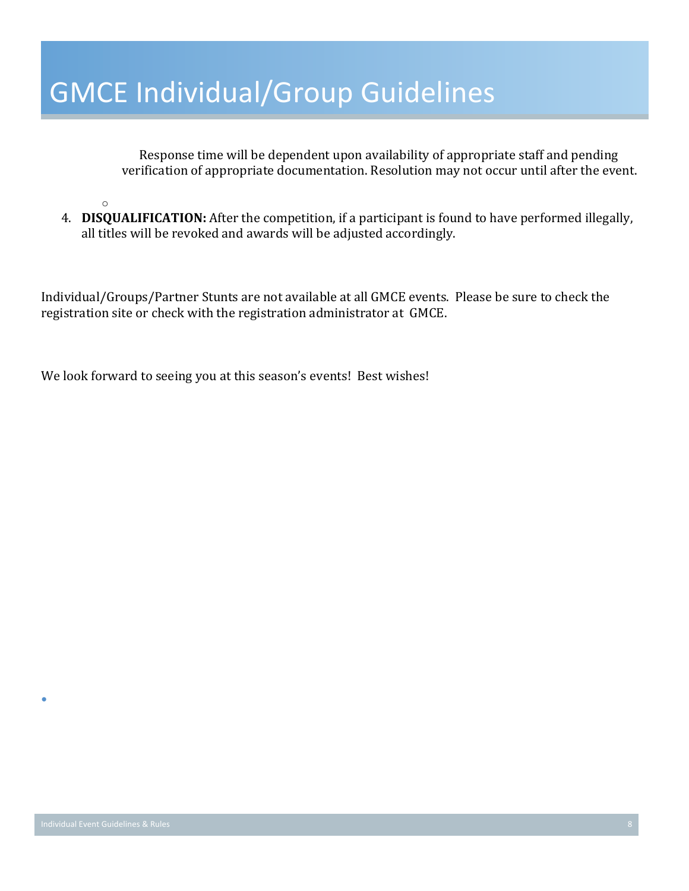# GMCE Individual/Group Guidelines

Response time will be dependent upon availability of appropriate staff and pending verification of appropriate documentation. Resolution may not occur until after the event.

4. **DISQUALIFICATION:** After the competition, if a participant is found to have performed illegally, all titles will be revoked and awards will be adjusted accordingly.

Individual/Groups/Partner Stunts are not available at all GMCE events. Please be sure to check the registration site or check with the registration administrator at GMCE.

We look forward to seeing you at this season's events! Best wishes!